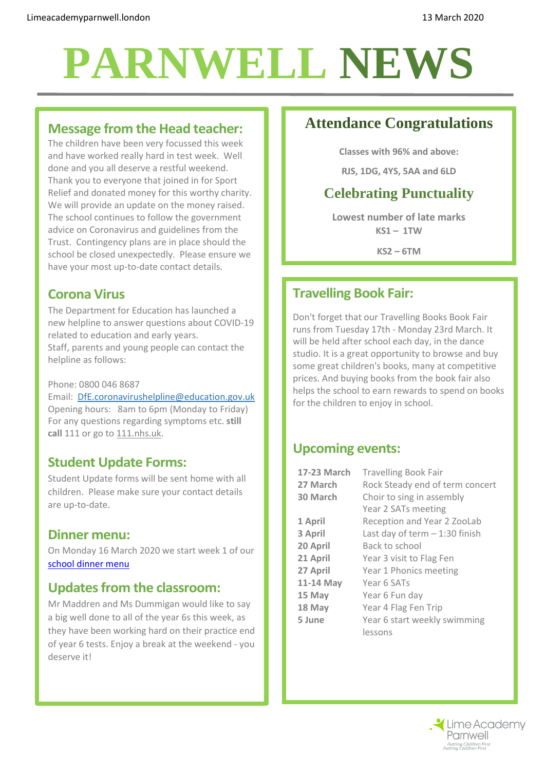Limeacademyparnwell.london

13 March 2020

# PARNWELL NEWS

## Message from the Head teacher:

The children have been very focussed this week and have worked really hard in test week. Well done and you all deserve a restful weekend. Thank you to everyone that joined in for Sport Relief and donated money for this worthy charity. We will provide an update on the money raised. The school continues to follow the government advice on Coronavirus and guidelines from the Trust. Contingency plans are in place should the school be closed unexpectedly. Please ensure we have your most up-to-date contact details.

## Corona Virus

The Department for Education has launched a new helpline to answer questions about COVID-19 related to education and early years.
Staff, parents and young people can contact the helpline as follows:

Phone: 0800 046 8687
Email: DfE.coronavirushelpline@education.gov.uk
Opening hours: 8am to 6pm (Monday to Friday)
For any questions regarding symptoms etc. **still call** 111 or go to 111.nhs.uk.

## Student Update Forms:

Student Update forms will be sent home with all children. Please make sure your contact details are up-to-date.

## Dinner menu:

On Monday 16 March 2020 we start week 1 of our school dinner menu

## Updates from the classroom:

Mr Maddren and Ms Dummigan would like to say a big well done to all of the year 6s this week, as they have been working hard on their practice end of year 6 tests. Enjoy a break at the weekend - you deserve it!

## Attendance Congratulations

**Classes with 96% and above:**

**RJS, 1DG, 4YS, 5AA and 6LD**

## Celebrating Punctuality

**Lowest number of late marks**
**KS1 – 1TW**

**KS2 – 6TM**

## Travelling Book Fair:

Don't forget that our Travelling Books Book Fair runs from Tuesday 17th - Monday 23rd March. It will be held after school each day, in the dance studio. It is a great opportunity to browse and buy some great children's books, many at competitive prices. And buying books from the book fair also helps the school to earn rewards to spend on books for the children to enjoy in school.

## Upcoming events:

| | |
|---|---|
| **17-23 March** | Travelling Book Fair |
| **27 March** | Rock Steady end of term concert |
| **30 March** | Choir to sing in assembly<br>Year 2 SATs meeting |
| **1 April** | Reception and Year 2 ZooLab |
| **3 April** | Last day of term – 1:30 finish |
| **20 April** | Back to school |
| **21 April** | Year 3 visit to Flag Fen |
| **27 April** | Year 1 Phonics meeting |
| **11-14 May** | Year 6 SATs |
| **15 May** | Year 6 Fun day |
| **18 May** | Year 4 Flag Fen Trip |
| **5 June** | Year 6 start weekly swimming lessons |

Lime Academy Parnwell
Putting Children First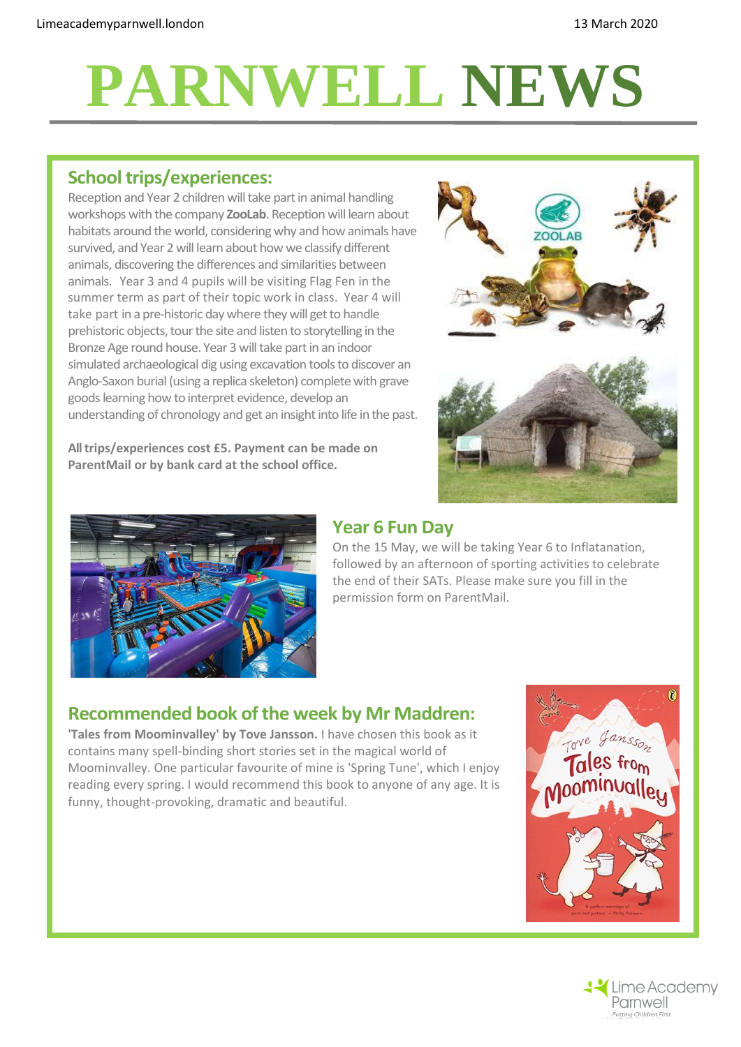# PARNWELL NEWS

## School trips/experiences:

Reception and Year 2 children will take part in animal handling workshops with the company **ZooLab**. Reception will learn about habitats around the world, considering why and how animals have survived, and Year 2 will learn about how we classify different animals, discovering the differences and similarities between animals. Year 3 and 4 pupils will be visiting Flag Fen in the summer term as part of their topic work in class. Year 4 will take part in a pre-historic day where they will get to handle prehistoric objects, tour the site and listen to storytelling in the Bronze Age round house. Year 3 will take part in an indoor simulated archaeological dig using excavation tools to discover an Anglo-Saxon burial (using a replica skeleton) complete with grave goods learning how to interpret evidence, develop an understanding of chronology and get an insight into life in the past.

**All trips/experiences cost £5. Payment can be made on ParentMail or by bank card at the school office.**

## Year 6 Fun Day

On the 15 May, we will be taking Year 6 to Inflatanation, followed by an afternoon of sporting activities to celebrate the end of their SATs. Please make sure you fill in the permission form on ParentMail.

## Recommended book of the week by Mr Maddren:

**'Tales from Moominvalley' by Tove Jansson.** I have chosen this book as it contains many spell-binding short stories set in the magical world of Moominvalley. One particular favourite of mine is 'Spring Tune', which I enjoy reading every spring. I would recommend this book to anyone of any age. It is funny, thought-provoking, dramatic and beautiful.